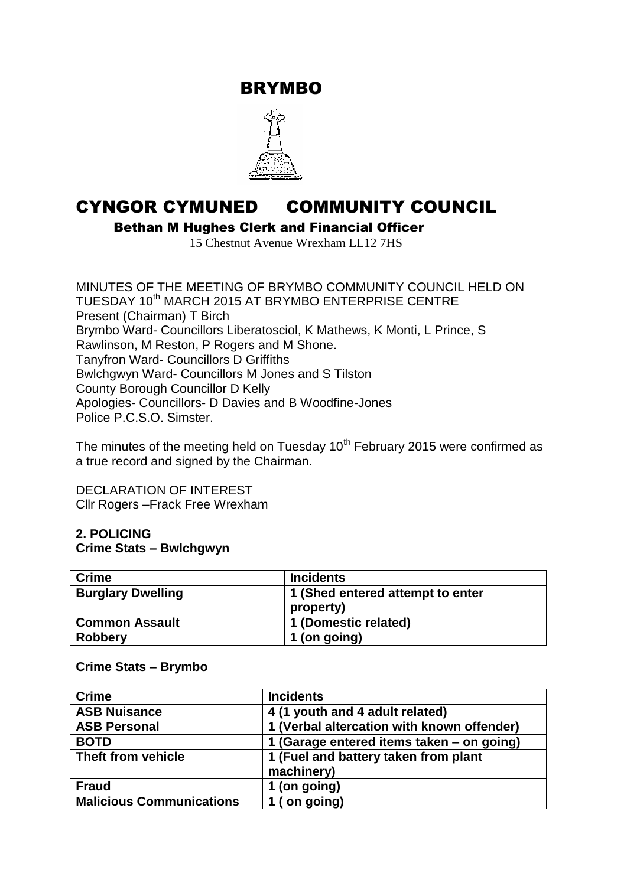# BRYMBO

# CYNGOR CYMUNED COMMUNITY COUNCIL

**Bethan M Hughes Clerk and Financial Officer**

15 Chestnut Avenue Wrexham LL12 7HS

MINUTES OF THE MEETING OF BRYMBO COMMUNITY COUNCIL HELD ON TUESDAY 10th MARCH 2015 AT BRYMBO ENTERPRISE CENTRE
Present (Chairman) T Birch
Brymbo Ward- Councillors Liberatosciol, K Mathews, K Monti, L Prince, S Rawlinson, M Reston, P Rogers and M Shone.
Tanyfron Ward- Councillors D Griffiths
Bwlchgwyn Ward- Councillors M Jones and S Tilston
County Borough Councillor D Kelly
Apologies- Councillors- D Davies and B Woodfine-Jones
Police P.C.S.O. Simster.

The minutes of the meeting held on Tuesday 10th February 2015 were confirmed as a true record and signed by the Chairman.

DECLARATION OF INTEREST
Cllr Rogers –Frack Free Wrexham

**2. POLICING**
**Crime Stats – Bwlchgwyn**

| Crime | Incidents |
|---|---|
| **Burglary Dwelling** | **1 (Shed entered attempt to enter property)** |
| **Common Assault** | **1 (Domestic related)** |
| **Robbery** | **1 (on going)** |

**Crime Stats – Brymbo**

| Crime | Incidents |
|---|---|
| **ASB Nuisance** | **4 (1 youth and 4 adult related)** |
| **ASB Personal** | **1 (Verbal altercation with known offender)** |
| **BOTD** | **1 (Garage entered items taken – on going)** |
| **Theft from vehicle** | **1 (Fuel and battery taken from plant machinery)** |
| **Fraud** | **1 (on going)** |
| **Malicious Communications** | **1 ( on going)** |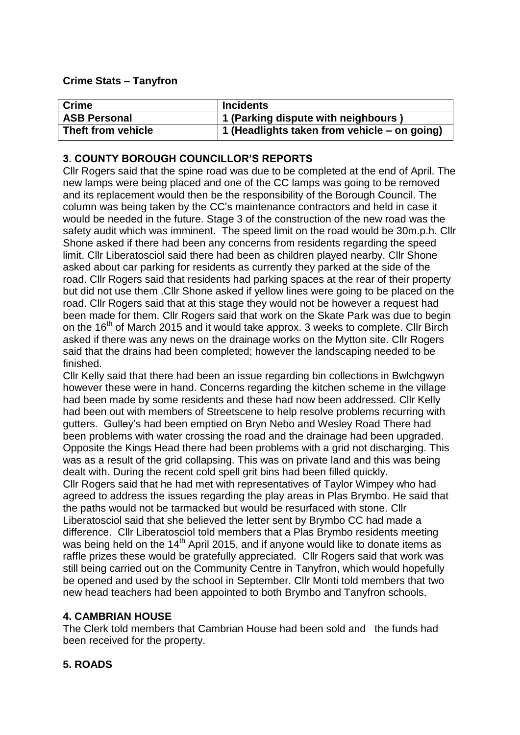**Crime Stats – Tanyfron**

| Crime | Incidents |
|---|---|
| ASB Personal | 1 (Parking dispute with neighbours ) |
| Theft from vehicle | 1 (Headlights taken from vehicle – on going) |

## 3. COUNTY BOROUGH COUNCILLOR'S REPORTS

Cllr Rogers said that the spine road was due to be completed at the end of April. The new lamps were being placed and one of the CC lamps was going to be removed and its replacement would then be the responsibility of the Borough Council. The column was being taken by the CC's maintenance contractors and held in case it would be needed in the future. Stage 3 of the construction of the new road was the safety audit which was imminent. The speed limit on the road would be 30m.p.h. Cllr Shone asked if there had been any concerns from residents regarding the speed limit. Cllr Liberatosciol said there had been as children played nearby. Cllr Shone asked about car parking for residents as currently they parked at the side of the road. Cllr Rogers said that residents had parking spaces at the rear of their property but did not use them .Cllr Shone asked if yellow lines were going to be placed on the road. Cllr Rogers said that at this stage they would not be however a request had been made for them. Cllr Rogers said that work on the Skate Park was due to begin on the 16th of March 2015 and it would take approx. 3 weeks to complete. Cllr Birch asked if there was any news on the drainage works on the Mytton site. Cllr Rogers said that the drains had been completed; however the landscaping needed to be finished.

Cllr Kelly said that there had been an issue regarding bin collections in Bwlchgwyn however these were in hand. Concerns regarding the kitchen scheme in the village had been made by some residents and these had now been addressed. Cllr Kelly had been out with members of Streetscene to help resolve problems recurring with gutters. Gulley's had been emptied on Bryn Nebo and Wesley Road There had been problems with water crossing the road and the drainage had been upgraded. Opposite the Kings Head there had been problems with a grid not discharging. This was as a result of the grid collapsing. This was on private land and this was being dealt with. During the recent cold spell grit bins had been filled quickly.

Cllr Rogers said that he had met with representatives of Taylor Wimpey who had agreed to address the issues regarding the play areas in Plas Brymbo. He said that the paths would not be tarmacked but would be resurfaced with stone. Cllr Liberatosciol said that she believed the letter sent by Brymbo CC had made a difference. Cllr Liberatosciol told members that a Plas Brymbo residents meeting was being held on the 14th April 2015, and if anyone would like to donate items as raffle prizes these would be gratefully appreciated. Cllr Rogers said that work was still being carried out on the Community Centre in Tanyfron, which would hopefully be opened and used by the school in September. Cllr Monti told members that two new head teachers had been appointed to both Brymbo and Tanyfron schools.

## 4. CAMBRIAN HOUSE

The Clerk told members that Cambrian House had been sold and the funds had been received for the property.

## 5. ROADS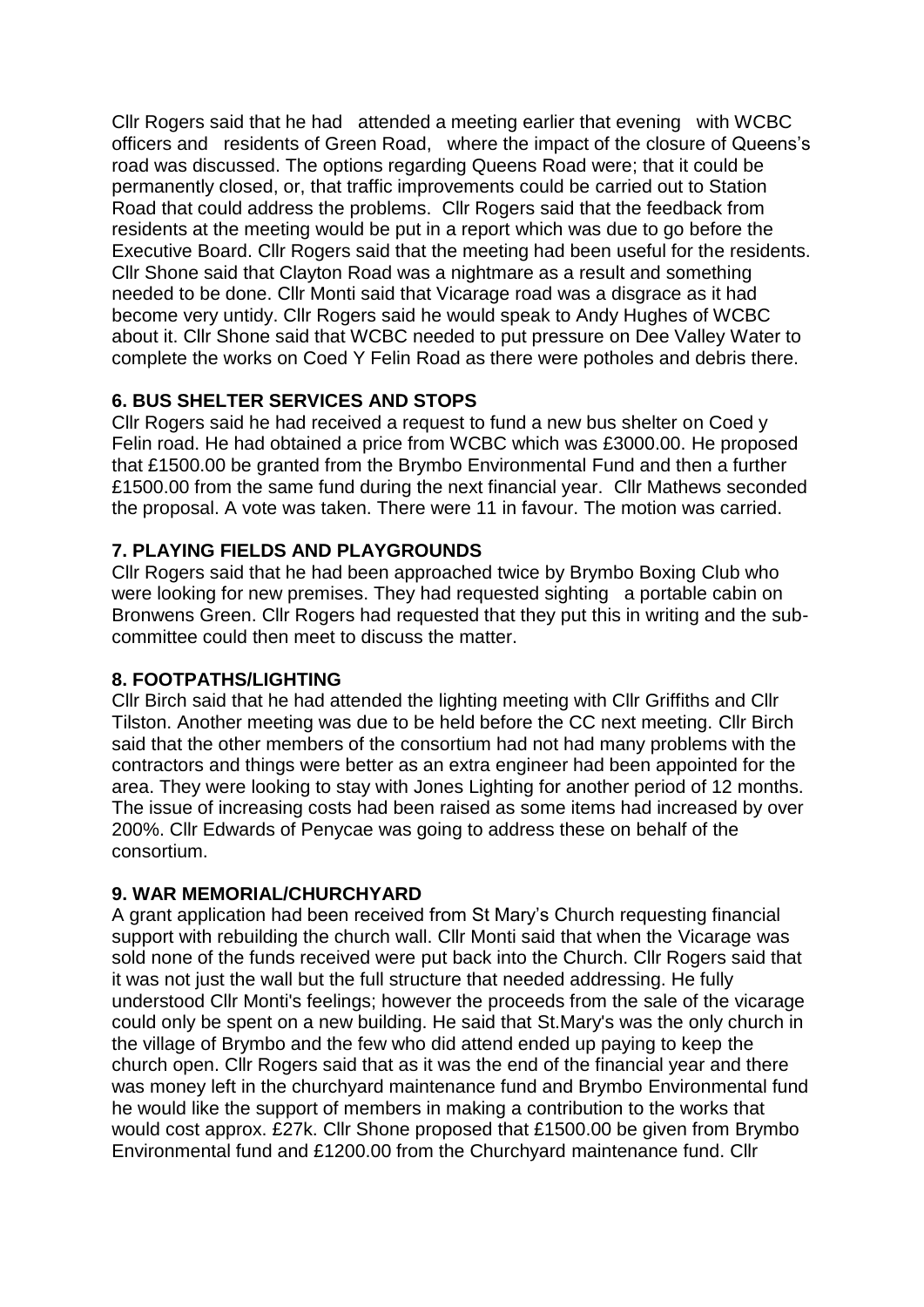Cllr Rogers said that he had attended a meeting earlier that evening with WCBC officers and residents of Green Road, where the impact of the closure of Queens's road was discussed. The options regarding Queens Road were; that it could be permanently closed, or, that traffic improvements could be carried out to Station Road that could address the problems. Cllr Rogers said that the feedback from residents at the meeting would be put in a report which was due to go before the Executive Board. Cllr Rogers said that the meeting had been useful for the residents. Cllr Shone said that Clayton Road was a nightmare as a result and something needed to be done. Cllr Monti said that Vicarage road was a disgrace as it had become very untidy. Cllr Rogers said he would speak to Andy Hughes of WCBC about it. Cllr Shone said that WCBC needed to put pressure on Dee Valley Water to complete the works on Coed Y Felin Road as there were potholes and debris there.

**6. BUS SHELTER SERVICES AND STOPS**

Cllr Rogers said he had received a request to fund a new bus shelter on Coed y Felin road. He had obtained a price from WCBC which was £3000.00. He proposed that £1500.00 be granted from the Brymbo Environmental Fund and then a further £1500.00 from the same fund during the next financial year. Cllr Mathews seconded the proposal. A vote was taken. There were 11 in favour. The motion was carried.

**7. PLAYING FIELDS AND PLAYGROUNDS**

Cllr Rogers said that he had been approached twice by Brymbo Boxing Club who were looking for new premises. They had requested sighting a portable cabin on Bronwens Green. Cllr Rogers had requested that they put this in writing and the sub-committee could then meet to discuss the matter.

**8. FOOTPATHS/LIGHTING**

Cllr Birch said that he had attended the lighting meeting with Cllr Griffiths and Cllr Tilston. Another meeting was due to be held before the CC next meeting. Cllr Birch said that the other members of the consortium had not had many problems with the contractors and things were better as an extra engineer had been appointed for the area. They were looking to stay with Jones Lighting for another period of 12 months. The issue of increasing costs had been raised as some items had increased by over 200%. Cllr Edwards of Penycae was going to address these on behalf of the consortium.

**9. WAR MEMORIAL/CHURCHYARD**

A grant application had been received from St Mary's Church requesting financial support with rebuilding the church wall. Cllr Monti said that when the Vicarage was sold none of the funds received were put back into the Church. Cllr Rogers said that it was not just the wall but the full structure that needed addressing. He fully understood Cllr Monti's feelings; however the proceeds from the sale of the vicarage could only be spent on a new building. He said that St.Mary's was the only church in the village of Brymbo and the few who did attend ended up paying to keep the church open. Cllr Rogers said that as it was the end of the financial year and there was money left in the churchyard maintenance fund and Brymbo Environmental fund he would like the support of members in making a contribution to the works that would cost approx. £27k. Cllr Shone proposed that £1500.00 be given from Brymbo Environmental fund and £1200.00 from the Churchyard maintenance fund. Cllr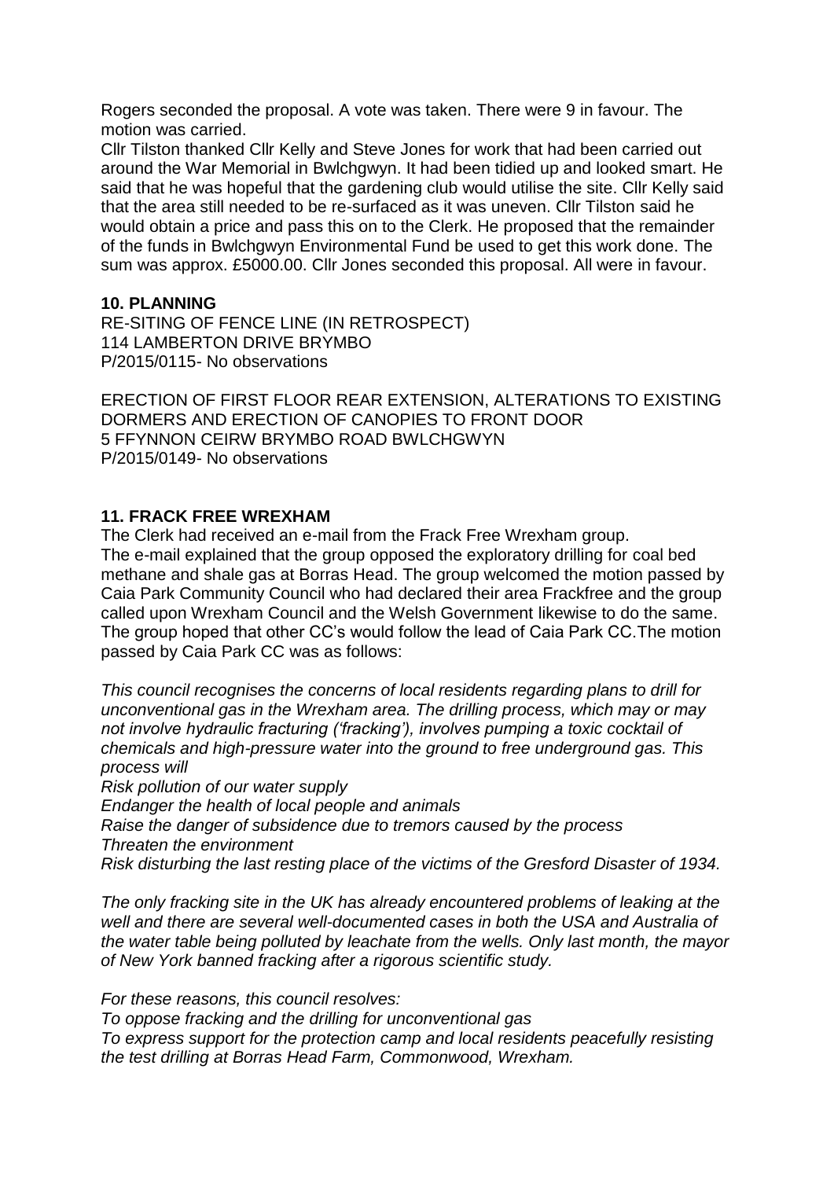Rogers seconded the proposal. A vote was taken. There were 9 in favour. The motion was carried.

Cllr Tilston thanked Cllr Kelly and Steve Jones for work that had been carried out around the War Memorial in Bwlchgwyn. It had been tidied up and looked smart. He said that he was hopeful that the gardening club would utilise the site. Cllr Kelly said that the area still needed to be re-surfaced as it was uneven. Cllr Tilston said he would obtain a price and pass this on to the Clerk. He proposed that the remainder of the funds in Bwlchgwyn Environmental Fund be used to get this work done. The sum was approx. £5000.00. Cllr Jones seconded this proposal. All were in favour.

**10. PLANNING**

RE-SITING OF FENCE LINE (IN RETROSPECT)
114 LAMBERTON DRIVE BRYMBO
P/2015/0115- No observations

ERECTION OF FIRST FLOOR REAR EXTENSION, ALTERATIONS TO EXISTING DORMERS AND ERECTION OF CANOPIES TO FRONT DOOR
5 FFYNNON CEIRW BRYMBO ROAD BWLCHGWYN
P/2015/0149- No observations

**11. FRACK FREE WREXHAM**

The Clerk had received an e-mail from the Frack Free Wrexham group.
The e-mail explained that the group opposed the exploratory drilling for coal bed methane and shale gas at Borras Head. The group welcomed the motion passed by Caia Park Community Council who had declared their area Frackfree and the group called upon Wrexham Council and the Welsh Government likewise to do the same. The group hoped that other CC's would follow the lead of Caia Park CC.The motion passed by Caia Park CC was as follows:

*This council recognises the concerns of local residents regarding plans to drill for unconventional gas in the Wrexham area. The drilling process, which may or may not involve hydraulic fracturing ('fracking'), involves pumping a toxic cocktail of chemicals and high-pressure water into the ground to free underground gas. This process will*
*Risk pollution of our water supply*
*Endanger the health of local people and animals*
*Raise the danger of subsidence due to tremors caused by the process*
*Threaten the environment*
*Risk disturbing the last resting place of the victims of the Gresford Disaster of 1934.*

*The only fracking site in the UK has already encountered problems of leaking at the well and there are several well-documented cases in both the USA and Australia of the water table being polluted by leachate from the wells. Only last month, the mayor of New York banned fracking after a rigorous scientific study.*

*For these reasons, this council resolves:*
*To oppose fracking and the drilling for unconventional gas*
*To express support for the protection camp and local residents peacefully resisting the test drilling at Borras Head Farm, Commonwood, Wrexham.*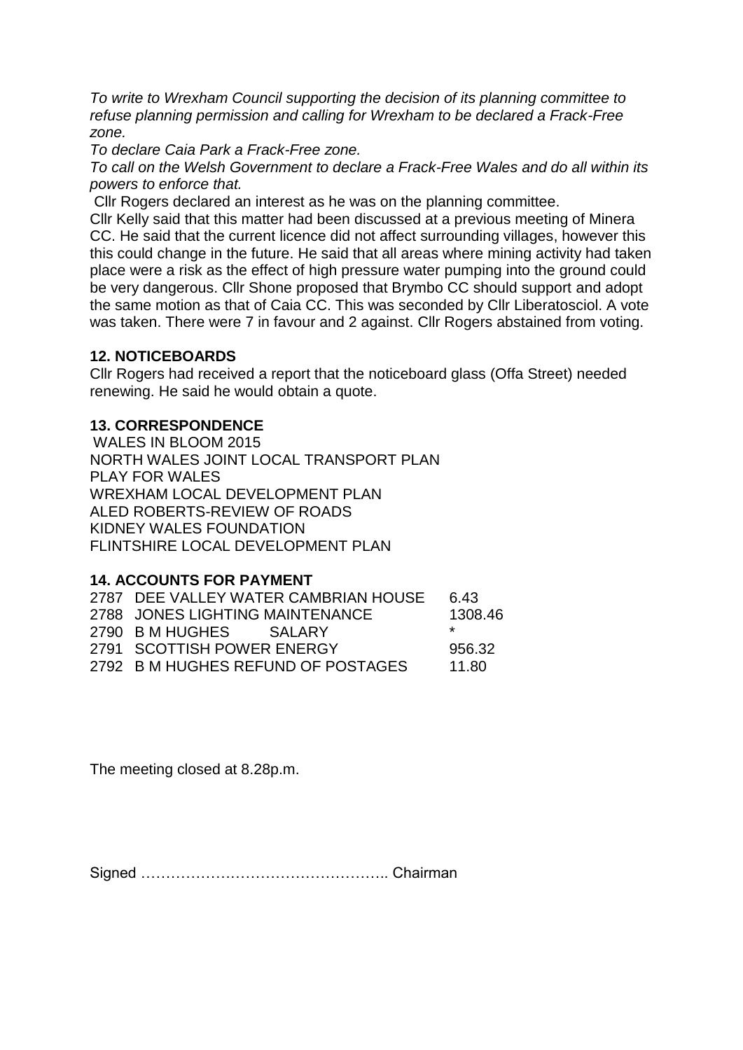*To write to Wrexham Council supporting the decision of its planning committee to refuse planning permission and calling for Wrexham to be declared a Frack-Free zone.*

*To declare Caia Park a Frack-Free zone.*

*To call on the Welsh Government to declare a Frack-Free Wales and do all within its powers to enforce that.*

Cllr Rogers declared an interest as he was on the planning committee.

Cllr Kelly said that this matter had been discussed at a previous meeting of Minera CC. He said that the current licence did not affect surrounding villages, however this this could change in the future. He said that all areas where mining activity had taken place were a risk as the effect of high pressure water pumping into the ground could be very dangerous. Cllr Shone proposed that Brymbo CC should support and adopt the same motion as that of Caia CC. This was seconded by Cllr Liberatosciol. A vote was taken. There were 7 in favour and 2 against. Cllr Rogers abstained from voting.

**12. NOTICEBOARDS**

Cllr Rogers had received a report that the noticeboard glass (Offa Street) needed renewing. He said he would obtain a quote.

**13. CORRESPONDENCE**

WALES IN BLOOM 2015
NORTH WALES JOINT LOCAL TRANSPORT PLAN
PLAY FOR WALES
WREXHAM LOCAL DEVELOPMENT PLAN
ALED ROBERTS-REVIEW OF ROADS
KIDNEY WALES FOUNDATION
FLINTSHIRE LOCAL DEVELOPMENT PLAN

**14. ACCOUNTS FOR PAYMENT**

| | | |
|---|---|---|
| 2787 | DEE VALLEY WATER CAMBRIAN HOUSE | 6.43 |
| 2788 | JONES LIGHTING MAINTENANCE | 1308.46 |
| 2790 | B M HUGHES SALARY | * |
| 2791 | SCOTTISH POWER ENERGY | 956.32 |
| 2792 | B M HUGHES REFUND OF POSTAGES | 11.80 |

The meeting closed at 8.28p.m.

Signed ………………………………………….. Chairman